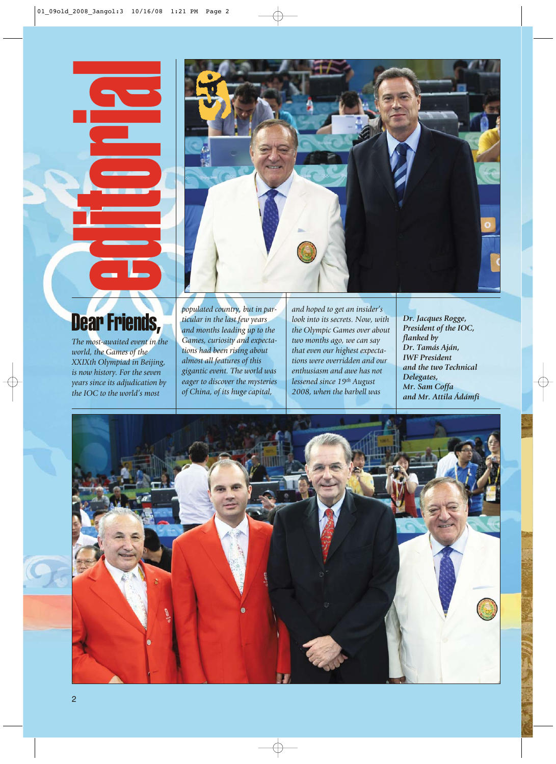# editorial

## Dear Friends,

*The most-awaited event in the world, the Games of the XXIXth Olympiad in Beijing, is now history. For the seven years since its adjudication by the IOC to the world's most populated country, but in particular in the last few years and months leading up to the Games, curiosity and expectations had been rising about almost all features of this gigantic event. The world was eager to discover the mysteries of China, of its huge capital, and hoped to get an insider's look into its secrets. Now, with the Olympic Games over about two months ago, we can say that even our highest expectations were overridden and our enthusiasm and awe has not lessened since 19th August 2008, when the barbell was*

***Dr. Jacques Rogge, President of the IOC, flanked by Dr. Tamás Aján, IWF President and the two Technical Delegates, Mr. Sam Coffa and Mr. Attila Ádámfi***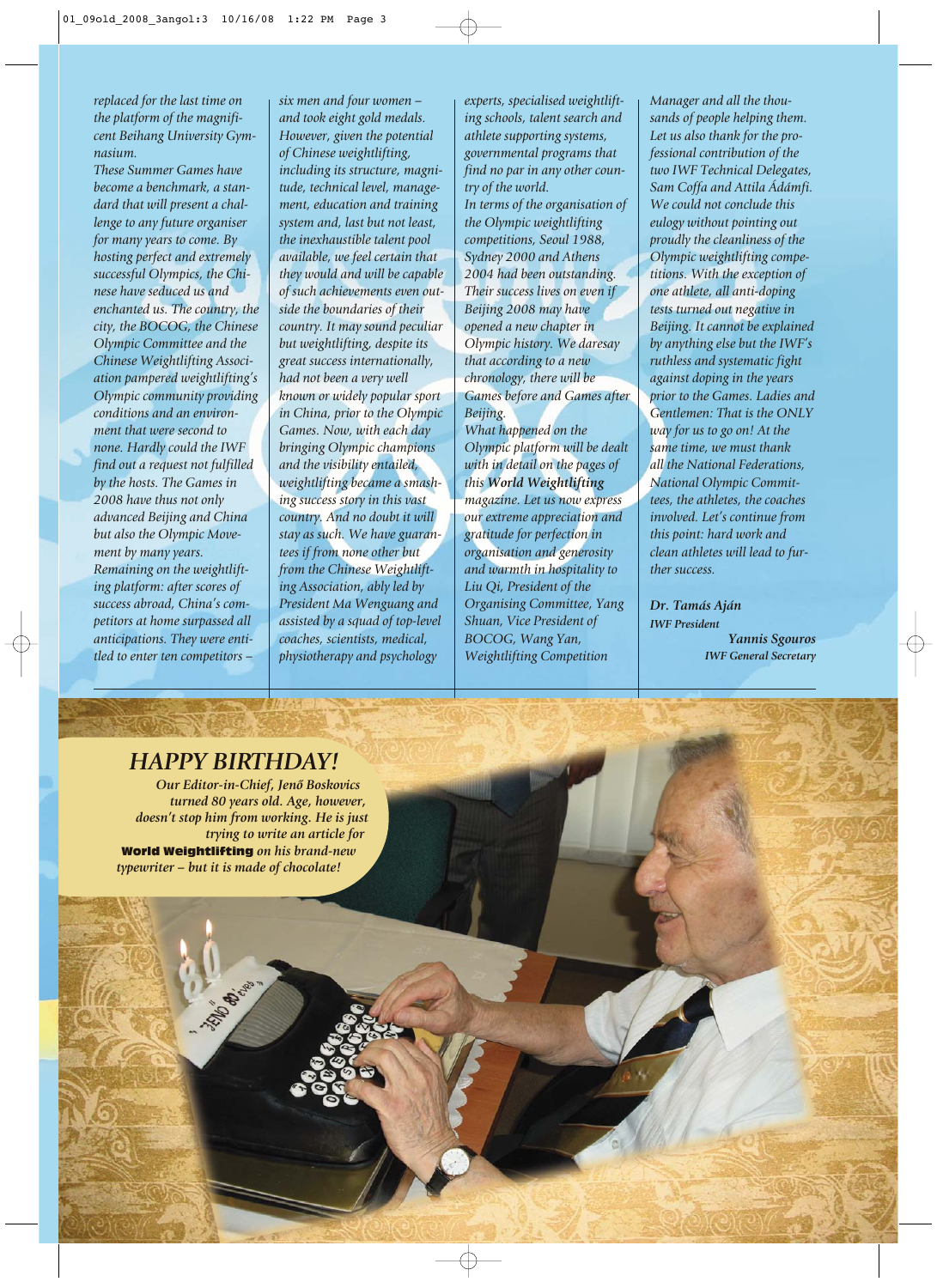*replaced for the last time on the platform of the magnificent Beihang University Gymnasium.*

*These Summer Games have become a benchmark, a standard that will present a challenge to any future organiser for many years to come. By hosting perfect and extremely successful Olympics, the Chinese have seduced us and enchanted us. The country, the city, the BOCOG, the Chinese Olympic Committee and the Chinese Weightlifting Association pampered weightlifting's Olympic community providing conditions and an environment that were second to none. Hardly could the IWF find out a request not fulfilled by the hosts. The Games in 2008 have thus not only advanced Beijing and China but also the Olympic Movement by many years.*

*Remaining on the weightlifting platform: after scores of success abroad, China's competitors at home surpassed all anticipations. They were entitled to enter ten competitors – six men and four women – and took eight gold medals. However, given the potential of Chinese weightlifting, including its structure, magnitude, technical level, management, education and training system and, last but not least, the inexhaustible talent pool available, we feel certain that they would and will be capable of such achievements even outside the boundaries of their country. It may sound peculiar but weightlifting, despite its great success internationally, had not been a very well known or widely popular sport in China, prior to the Olympic Games. Now, with each day bringing Olympic champions and the visibility entailed, weightlifting became a smashing success story in this vast country. And no doubt it will stay as such. We have guarantees if from none other but from the Chinese Weightlifting Association, ably led by President Ma Wenguang and assisted by a squad of top-level coaches, scientists, medical, physiotherapy and psychology experts, specialised weightlifting schools, talent search and athlete supporting systems, governmental programs that find no par in any other country of the world.*

*In terms of the organisation of the Olympic weightlifting competitions, Seoul 1988, Sydney 2000 and Athens 2004 had been outstanding. Their success lives on even if Beijing 2008 may have opened a new chapter in Olympic history. We daresay that according to a new chronology, there will be Games before and Games after Beijing.*

*What happened on the Olympic platform will be dealt with in detail on the pages of this **World Weightlifting** magazine. Let us now express our extreme appreciation and gratitude for perfection in organisation and generosity and warmth in hospitality to Liu Qi, President of the Organising Committee, Yang Shuan, Vice President of BOCOG, Wang Yan, Weightlifting Competition Manager and all the thousands of people helping them. Let us also thank for the professional contribution of the two IWF Technical Delegates, Sam Coffa and Attila Ádámfi.*

*We could not conclude this eulogy without pointing out proudly the cleanliness of the Olympic weightlifting competitions. With the exception of one athlete, all anti-doping tests turned out negative in Beijing. It cannot be explained by anything else but the IWF's ruthless and systematic fight against doping in the years prior to the Games. Ladies and Gentlemen: That is the ONLY way for us to go on! At the same time, we must thank all the National Federations, National Olympic Committees, the athletes, the coaches involved. Let's continue from this point: hard work and clean athletes will lead to further success.*

***Dr. Tamás Aján***
***IWF President***

***Yannis Sgouros***
***IWF General Secretary***

## *HAPPY BIRTHDAY!*

***Our Editor-in-Chief, Jenő Boskovics turned 80 years old. Age, however, doesn't stop him from working. He is just trying to write an article for* World Weightlifting *on his brand-new typewriter – but it is made of chocolate!***